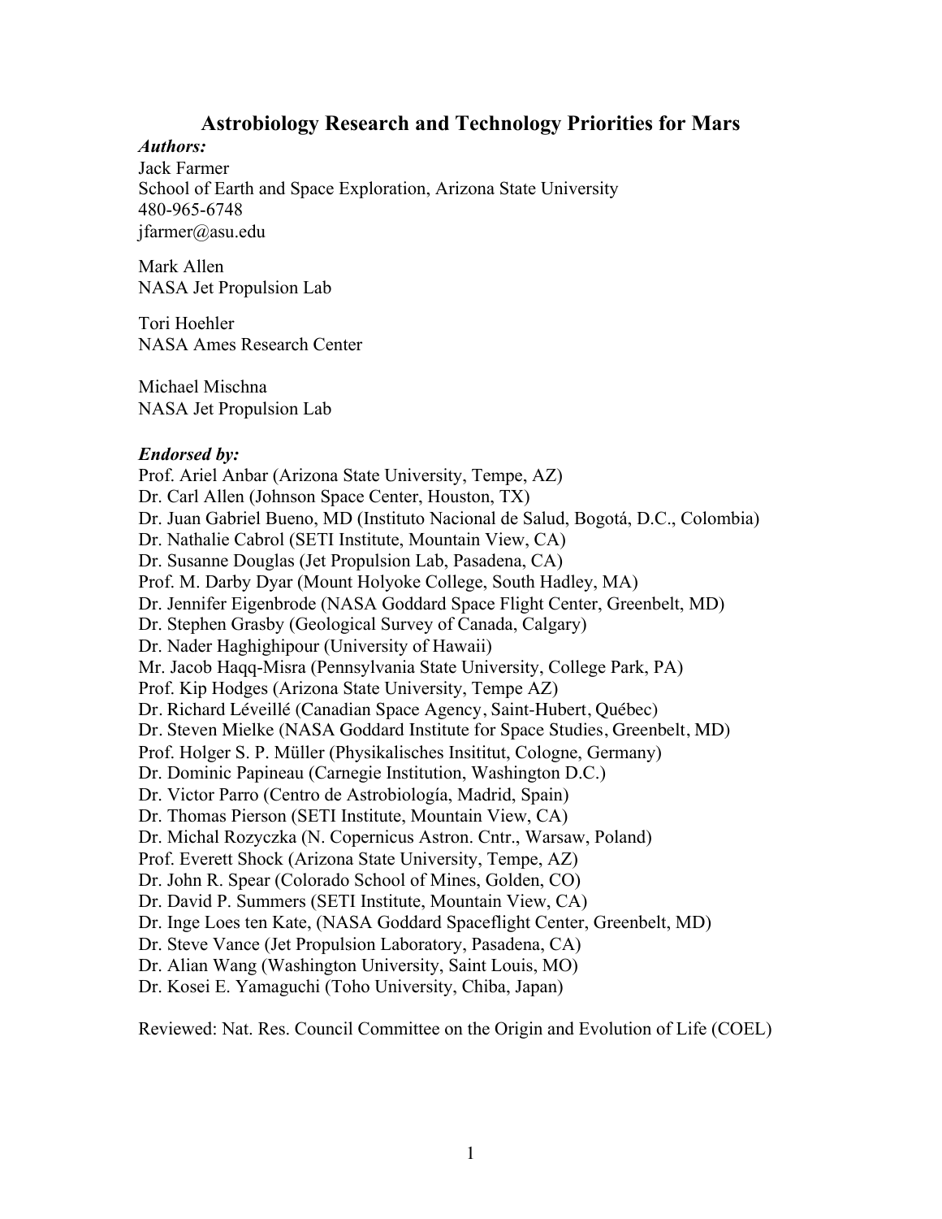# Astrobiology Research and Technology Priorities for Mars

***Authors:***

Jack Farmer
School of Earth and Space Exploration, Arizona State University
480-965-6748
jfarmer@asu.edu

Mark Allen
NASA Jet Propulsion Lab

Tori Hoehler
NASA Ames Research Center

Michael Mischna
NASA Jet Propulsion Lab

***Endorsed by:***

Prof. Ariel Anbar (Arizona State University, Tempe, AZ)
Dr. Carl Allen (Johnson Space Center, Houston, TX)
Dr. Juan Gabriel Bueno, MD (Instituto Nacional de Salud, Bogotá, D.C., Colombia)
Dr. Nathalie Cabrol (SETI Institute, Mountain View, CA)
Dr. Susanne Douglas (Jet Propulsion Lab, Pasadena, CA)
Prof. M. Darby Dyar (Mount Holyoke College, South Hadley, MA)
Dr. Jennifer Eigenbrode (NASA Goddard Space Flight Center, Greenbelt, MD)
Dr. Stephen Grasby (Geological Survey of Canada, Calgary)
Dr. Nader Haghighipour (University of Hawaii)
Mr. Jacob Haqq-Misra (Pennsylvania State University, College Park, PA)
Prof. Kip Hodges (Arizona State University, Tempe AZ)
Dr. Richard Léveillé (Canadian Space Agency, Saint-Hubert, Québec)
Dr. Steven Mielke (NASA Goddard Institute for Space Studies, Greenbelt, MD)
Prof. Holger S. P. Müller (Physikalisches Insititut, Cologne, Germany)
Dr. Dominic Papineau (Carnegie Institution, Washington D.C.)
Dr. Victor Parro (Centro de Astrobiología, Madrid, Spain)
Dr. Thomas Pierson (SETI Institute, Mountain View, CA)
Dr. Michal Rozyczka (N. Copernicus Astron. Cntr., Warsaw, Poland)
Prof. Everett Shock (Arizona State University, Tempe, AZ)
Dr. John R. Spear (Colorado School of Mines, Golden, CO)
Dr. David P. Summers (SETI Institute, Mountain View, CA)
Dr. Inge Loes ten Kate, (NASA Goddard Spaceflight Center, Greenbelt, MD)
Dr. Steve Vance (Jet Propulsion Laboratory, Pasadena, CA)
Dr. Alian Wang (Washington University, Saint Louis, MO)
Dr. Kosei E. Yamaguchi (Toho University, Chiba, Japan)

Reviewed: Nat. Res. Council Committee on the Origin and Evolution of Life (COEL)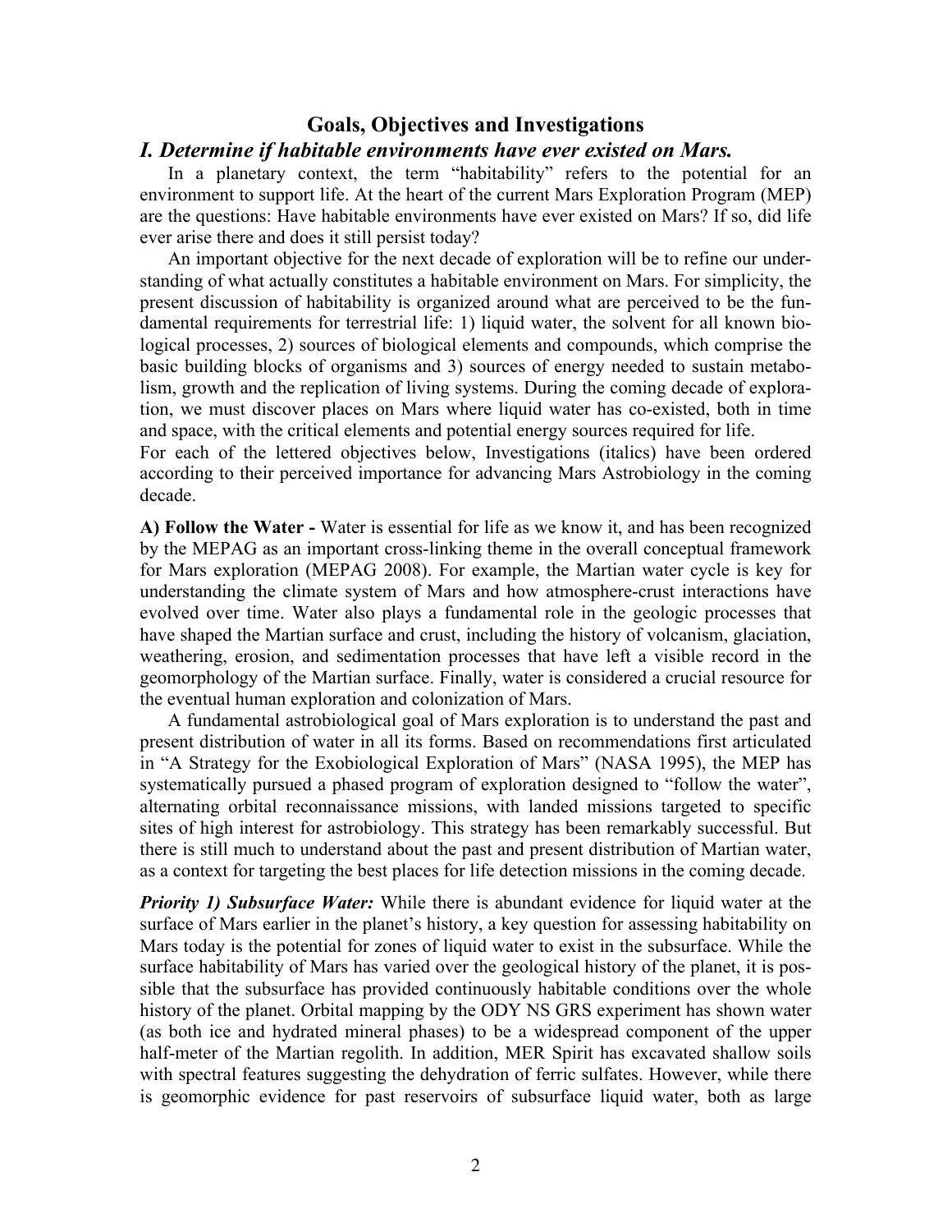## Goals, Objectives and Investigations

### *I. Determine if habitable environments have ever existed on Mars.*

In a planetary context, the term "habitability" refers to the potential for an environment to support life. At the heart of the current Mars Exploration Program (MEP) are the questions: Have habitable environments have ever existed on Mars? If so, did life ever arise there and does it still persist today?

An important objective for the next decade of exploration will be to refine our understanding of what actually constitutes a habitable environment on Mars. For simplicity, the present discussion of habitability is organized around what are perceived to be the fundamental requirements for terrestrial life: 1) liquid water, the solvent for all known biological processes, 2) sources of biological elements and compounds, which comprise the basic building blocks of organisms and 3) sources of energy needed to sustain metabolism, growth and the replication of living systems. During the coming decade of exploration, we must discover places on Mars where liquid water has co-existed, both in time and space, with the critical elements and potential energy sources required for life.

For each of the lettered objectives below, Investigations (italics) have been ordered according to their perceived importance for advancing Mars Astrobiology in the coming decade.

**A) Follow the Water -** Water is essential for life as we know it, and has been recognized by the MEPAG as an important cross-linking theme in the overall conceptual framework for Mars exploration (MEPAG 2008). For example, the Martian water cycle is key for understanding the climate system of Mars and how atmosphere-crust interactions have evolved over time. Water also plays a fundamental role in the geologic processes that have shaped the Martian surface and crust, including the history of volcanism, glaciation, weathering, erosion, and sedimentation processes that have left a visible record in the geomorphology of the Martian surface. Finally, water is considered a crucial resource for the eventual human exploration and colonization of Mars.

A fundamental astrobiological goal of Mars exploration is to understand the past and present distribution of water in all its forms. Based on recommendations first articulated in "A Strategy for the Exobiological Exploration of Mars" (NASA 1995), the MEP has systematically pursued a phased program of exploration designed to "follow the water", alternating orbital reconnaissance missions, with landed missions targeted to specific sites of high interest for astrobiology. This strategy has been remarkably successful. But there is still much to understand about the past and present distribution of Martian water, as a context for targeting the best places for life detection missions in the coming decade.

***Priority 1) Subsurface Water:*** While there is abundant evidence for liquid water at the surface of Mars earlier in the planet's history, a key question for assessing habitability on Mars today is the potential for zones of liquid water to exist in the subsurface. While the surface habitability of Mars has varied over the geological history of the planet, it is possible that the subsurface has provided continuously habitable conditions over the whole history of the planet. Orbital mapping by the ODY NS GRS experiment has shown water (as both ice and hydrated mineral phases) to be a widespread component of the upper half-meter of the Martian regolith. In addition, MER Spirit has excavated shallow soils with spectral features suggesting the dehydration of ferric sulfates. However, while there is geomorphic evidence for past reservoirs of subsurface liquid water, both as large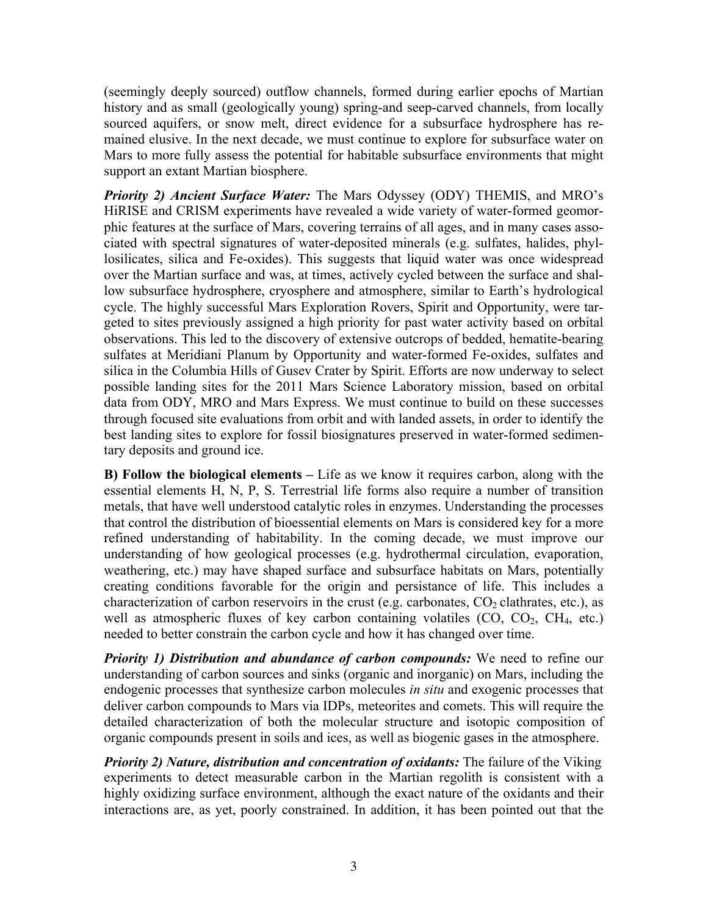(seemingly deeply sourced) outflow channels, formed during earlier epochs of Martian history and as small (geologically young) spring-and seep-carved channels, from locally sourced aquifers, or snow melt, direct evidence for a subsurface hydrosphere has remained elusive. In the next decade, we must continue to explore for subsurface water on Mars to more fully assess the potential for habitable subsurface environments that might support an extant Martian biosphere.

***Priority 2) Ancient Surface Water:*** The Mars Odyssey (ODY) THEMIS, and MRO's HiRISE and CRISM experiments have revealed a wide variety of water-formed geomorphic features at the surface of Mars, covering terrains of all ages, and in many cases associated with spectral signatures of water-deposited minerals (e.g. sulfates, halides, phyllosilicates, silica and Fe-oxides). This suggests that liquid water was once widespread over the Martian surface and was, at times, actively cycled between the surface and shallow subsurface hydrosphere, cryosphere and atmosphere, similar to Earth's hydrological cycle. The highly successful Mars Exploration Rovers, Spirit and Opportunity, were targeted to sites previously assigned a high priority for past water activity based on orbital observations. This led to the discovery of extensive outcrops of bedded, hematite-bearing sulfates at Meridiani Planum by Opportunity and water-formed Fe-oxides, sulfates and silica in the Columbia Hills of Gusev Crater by Spirit. Efforts are now underway to select possible landing sites for the 2011 Mars Science Laboratory mission, based on orbital data from ODY, MRO and Mars Express. We must continue to build on these successes through focused site evaluations from orbit and with landed assets, in order to identify the best landing sites to explore for fossil biosignatures preserved in water-formed sedimentary deposits and ground ice.

**B) Follow the biological elements –** Life as we know it requires carbon, along with the essential elements H, N, P, S. Terrestrial life forms also require a number of transition metals, that have well understood catalytic roles in enzymes. Understanding the processes that control the distribution of bioessential elements on Mars is considered key for a more refined understanding of habitability. In the coming decade, we must improve our understanding of how geological processes (e.g. hydrothermal circulation, evaporation, weathering, etc.) may have shaped surface and subsurface habitats on Mars, potentially creating conditions favorable for the origin and persistance of life. This includes a characterization of carbon reservoirs in the crust (e.g. carbonates, $CO_2$ clathrates, etc.), as well as atmospheric fluxes of key carbon containing volatiles ($CO$, $CO_2$, $CH_4$, etc.) needed to better constrain the carbon cycle and how it has changed over time.

***Priority 1) Distribution and abundance of carbon compounds:*** We need to refine our understanding of carbon sources and sinks (organic and inorganic) on Mars, including the endogenic processes that synthesize carbon molecules *in situ* and exogenic processes that deliver carbon compounds to Mars via IDPs, meteorites and comets. This will require the detailed characterization of both the molecular structure and isotopic composition of organic compounds present in soils and ices, as well as biogenic gases in the atmosphere.

***Priority 2) Nature, distribution and concentration of oxidants:*** The failure of the Viking experiments to detect measurable carbon in the Martian regolith is consistent with a highly oxidizing surface environment, although the exact nature of the oxidants and their interactions are, as yet, poorly constrained. In addition, it has been pointed out that the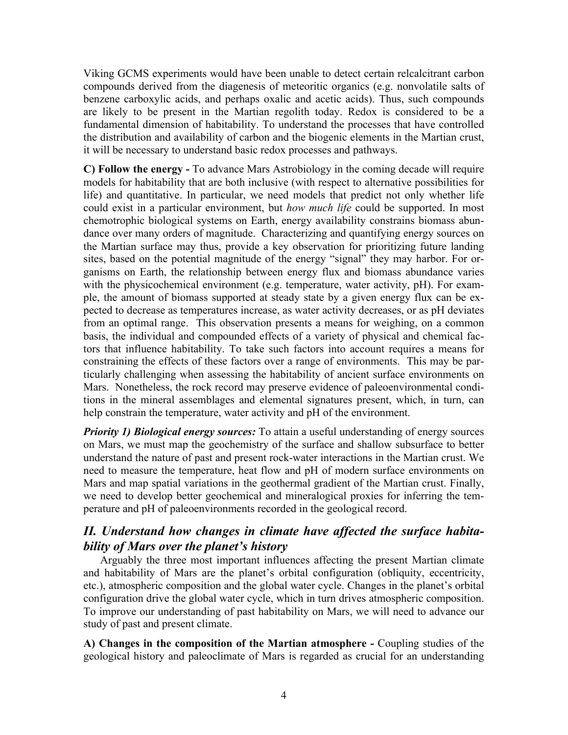Viking GCMS experiments would have been unable to detect certain relcalcitrant carbon compounds derived from the diagenesis of meteoritic organics (e.g. nonvolatile salts of benzene carboxylic acids, and perhaps oxalic and acetic acids). Thus, such compounds are likely to be present in the Martian regolith today. Redox is considered to be a fundamental dimension of habitability. To understand the processes that have controlled the distribution and availability of carbon and the biogenic elements in the Martian crust, it will be necessary to understand basic redox processes and pathways.

**C) Follow the energy -** To advance Mars Astrobiology in the coming decade will require models for habitability that are both inclusive (with respect to alternative possibilities for life) and quantitative. In particular, we need models that predict not only whether life could exist in a particular environment, but *how much life* could be supported. In most chemotrophic biological systems on Earth, energy availability constrains biomass abundance over many orders of magnitude. Characterizing and quantifying energy sources on the Martian surface may thus, provide a key observation for prioritizing future landing sites, based on the potential magnitude of the energy "signal" they may harbor. For organisms on Earth, the relationship between energy flux and biomass abundance varies with the physicochemical environment (e.g. temperature, water activity, pH). For example, the amount of biomass supported at steady state by a given energy flux can be expected to decrease as temperatures increase, as water activity decreases, or as pH deviates from an optimal range. This observation presents a means for weighing, on a common basis, the individual and compounded effects of a variety of physical and chemical factors that influence habitability. To take such factors into account requires a means for constraining the effects of these factors over a range of environments. This may be particularly challenging when assessing the habitability of ancient surface environments on Mars. Nonetheless, the rock record may preserve evidence of paleoenvironmental conditions in the mineral assemblages and elemental signatures present, which, in turn, can help constrain the temperature, water activity and pH of the environment.

***Priority 1) Biological energy sources:*** To attain a useful understanding of energy sources on Mars, we must map the geochemistry of the surface and shallow subsurface to better understand the nature of past and present rock-water interactions in the Martian crust. We need to measure the temperature, heat flow and pH of modern surface environments on Mars and map spatial variations in the geothermal gradient of the Martian crust. Finally, we need to develop better geochemical and mineralogical proxies for inferring the temperature and pH of paleoenvironments recorded in the geological record.

## *II. Understand how changes in climate have affected the surface habitability of Mars over the planet's history*

Arguably the three most important influences affecting the present Martian climate and habitability of Mars are the planet's orbital configuration (obliquity, eccentricity, etc.), atmospheric composition and the global water cycle. Changes in the planet's orbital configuration drive the global water cycle, which in turn drives atmospheric composition. To improve our understanding of past habitability on Mars, we will need to advance our study of past and present climate.

**A) Changes in the composition of the Martian atmosphere -** Coupling studies of the geological history and paleoclimate of Mars is regarded as crucial for an understanding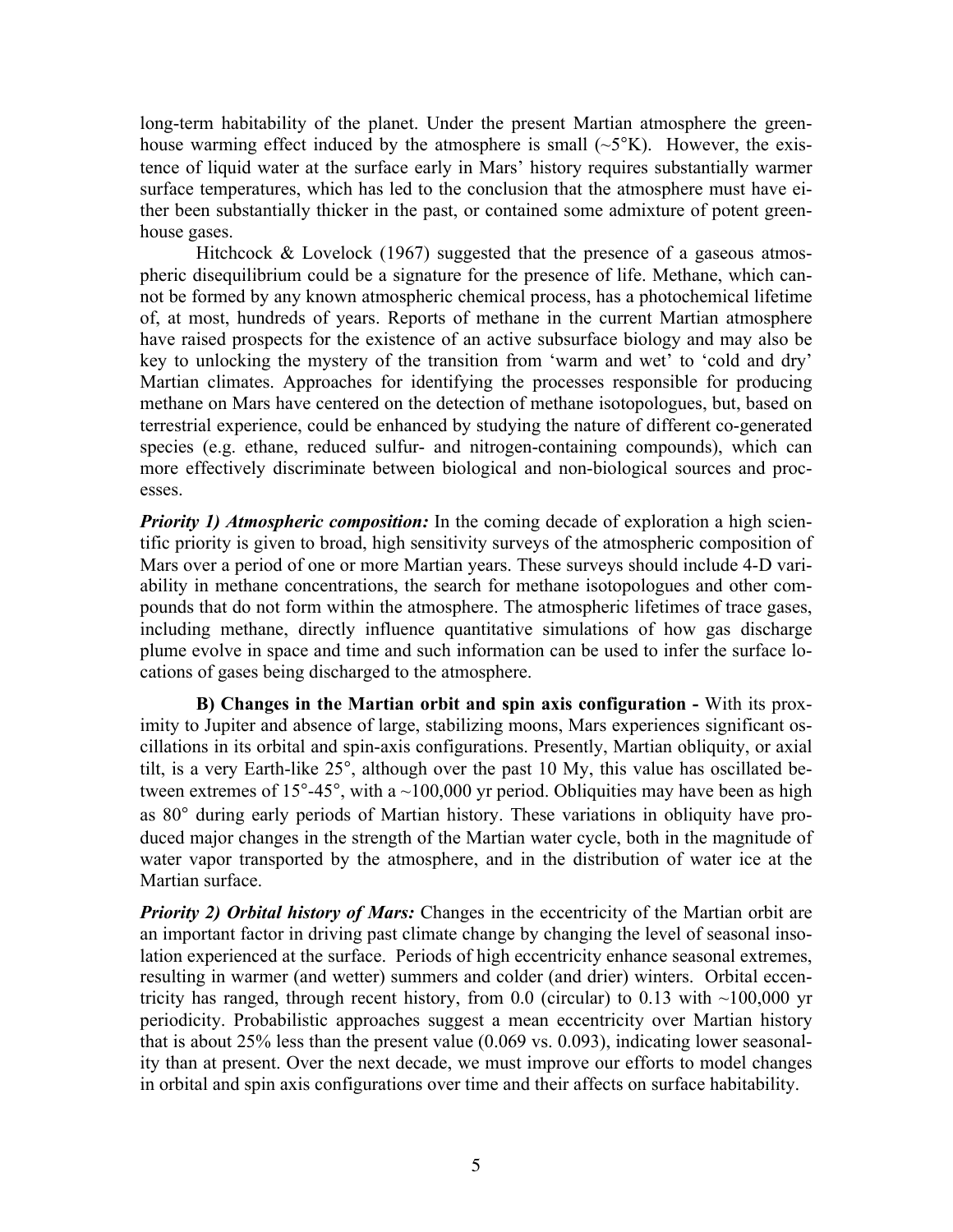long-term habitability of the planet. Under the present Martian atmosphere the greenhouse warming effect induced by the atmosphere is small (~5°K). However, the existence of liquid water at the surface early in Mars' history requires substantially warmer surface temperatures, which has led to the conclusion that the atmosphere must have either been substantially thicker in the past, or contained some admixture of potent greenhouse gases.

Hitchcock & Lovelock (1967) suggested that the presence of a gaseous atmospheric disequilibrium could be a signature for the presence of life. Methane, which cannot be formed by any known atmospheric chemical process, has a photochemical lifetime of, at most, hundreds of years. Reports of methane in the current Martian atmosphere have raised prospects for the existence of an active subsurface biology and may also be key to unlocking the mystery of the transition from 'warm and wet' to 'cold and dry' Martian climates. Approaches for identifying the processes responsible for producing methane on Mars have centered on the detection of methane isotopologues, but, based on terrestrial experience, could be enhanced by studying the nature of different co-generated species (e.g. ethane, reduced sulfur- and nitrogen-containing compounds), which can more effectively discriminate between biological and non-biological sources and processes.

***Priority 1) Atmospheric composition:*** In the coming decade of exploration a high scientific priority is given to broad, high sensitivity surveys of the atmospheric composition of Mars over a period of one or more Martian years. These surveys should include 4-D variability in methane concentrations, the search for methane isotopologues and other compounds that do not form within the atmosphere. The atmospheric lifetimes of trace gases, including methane, directly influence quantitative simulations of how gas discharge plume evolve in space and time and such information can be used to infer the surface locations of gases being discharged to the atmosphere.

**B) Changes in the Martian orbit and spin axis configuration -** With its proximity to Jupiter and absence of large, stabilizing moons, Mars experiences significant oscillations in its orbital and spin-axis configurations. Presently, Martian obliquity, or axial tilt, is a very Earth-like 25°, although over the past 10 My, this value has oscillated between extremes of 15°-45°, with a ~100,000 yr period. Obliquities may have been as high as 80° during early periods of Martian history. These variations in obliquity have produced major changes in the strength of the Martian water cycle, both in the magnitude of water vapor transported by the atmosphere, and in the distribution of water ice at the Martian surface.

***Priority 2) Orbital history of Mars:*** Changes in the eccentricity of the Martian orbit are an important factor in driving past climate change by changing the level of seasonal insolation experienced at the surface. Periods of high eccentricity enhance seasonal extremes, resulting in warmer (and wetter) summers and colder (and drier) winters. Orbital eccentricity has ranged, through recent history, from 0.0 (circular) to 0.13 with ~100,000 yr periodicity. Probabilistic approaches suggest a mean eccentricity over Martian history that is about 25% less than the present value (0.069 vs. 0.093), indicating lower seasonality than at present. Over the next decade, we must improve our efforts to model changes in orbital and spin axis configurations over time and their affects on surface habitability.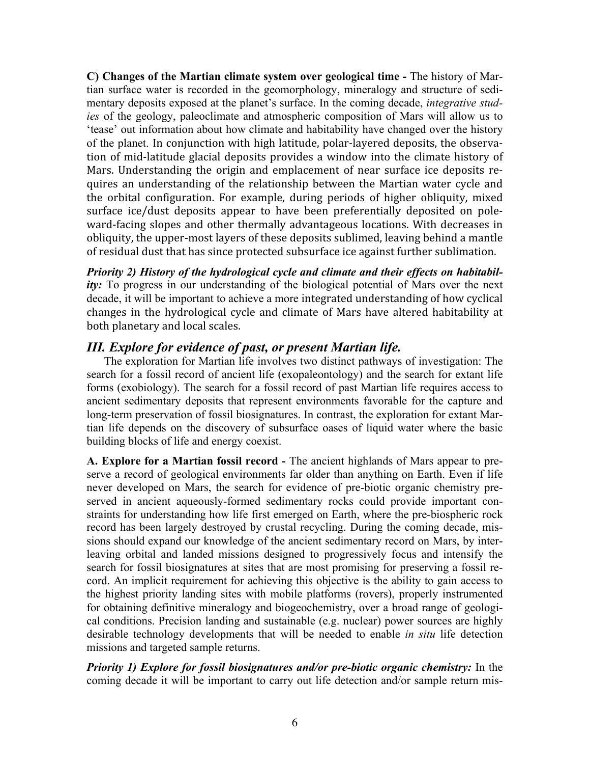**C) Changes of the Martian climate system over geological time -** The history of Martian surface water is recorded in the geomorphology, mineralogy and structure of sedimentary deposits exposed at the planet's surface. In the coming decade, *integrative studies* of the geology, paleoclimate and atmospheric composition of Mars will allow us to 'tease' out information about how climate and habitability have changed over the history of the planet. In conjunction with high latitude, polar-layered deposits, the observation of mid-latitude glacial deposits provides a window into the climate history of Mars. Understanding the origin and emplacement of near surface ice deposits requires an understanding of the relationship between the Martian water cycle and the orbital configuration. For example, during periods of higher obliquity, mixed surface ice/dust deposits appear to have been preferentially deposited on poleward-facing slopes and other thermally advantageous locations. With decreases in obliquity, the upper-most layers of these deposits sublimed, leaving behind a mantle of residual dust that has since protected subsurface ice against further sublimation.

***Priority 2) History of the hydrological cycle and climate and their effects on habitability:*** To progress in our understanding of the biological potential of Mars over the next decade, it will be important to achieve a more integrated understanding of how cyclical changes in the hydrological cycle and climate of Mars have altered habitability at both planetary and local scales.

## *III. Explore for evidence of past, or present Martian life.*

The exploration for Martian life involves two distinct pathways of investigation: The search for a fossil record of ancient life (exopaleontology) and the search for extant life forms (exobiology). The search for a fossil record of past Martian life requires access to ancient sedimentary deposits that represent environments favorable for the capture and long-term preservation of fossil biosignatures. In contrast, the exploration for extant Martian life depends on the discovery of subsurface oases of liquid water where the basic building blocks of life and energy coexist.

**A. Explore for a Martian fossil record -** The ancient highlands of Mars appear to preserve a record of geological environments far older than anything on Earth. Even if life never developed on Mars, the search for evidence of pre-biotic organic chemistry preserved in ancient aqueously-formed sedimentary rocks could provide important constraints for understanding how life first emerged on Earth, where the pre-biospheric rock record has been largely destroyed by crustal recycling. During the coming decade, missions should expand our knowledge of the ancient sedimentary record on Mars, by interleaving orbital and landed missions designed to progressively focus and intensify the search for fossil biosignatures at sites that are most promising for preserving a fossil record. An implicit requirement for achieving this objective is the ability to gain access to the highest priority landing sites with mobile platforms (rovers), properly instrumented for obtaining definitive mineralogy and biogeochemistry, over a broad range of geological conditions. Precision landing and sustainable (e.g. nuclear) power sources are highly desirable technology developments that will be needed to enable *in situ* life detection missions and targeted sample returns.

***Priority 1) Explore for fossil biosignatures and/or pre-biotic organic chemistry:*** In the coming decade it will be important to carry out life detection and/or sample return mis-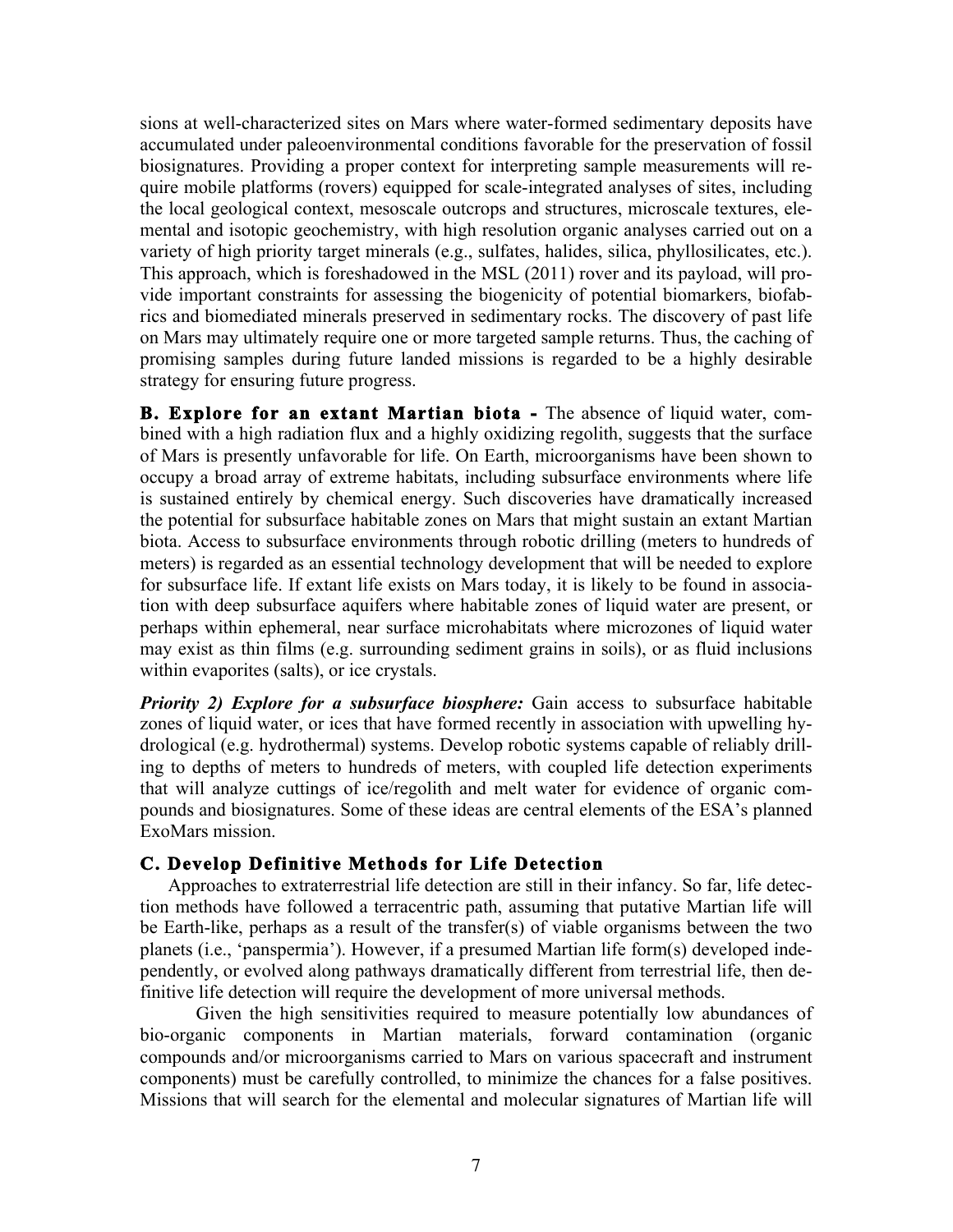sions at well-characterized sites on Mars where water-formed sedimentary deposits have accumulated under paleoenvironmental conditions favorable for the preservation of fossil biosignatures. Providing a proper context for interpreting sample measurements will require mobile platforms (rovers) equipped for scale-integrated analyses of sites, including the local geological context, mesoscale outcrops and structures, microscale textures, elemental and isotopic geochemistry, with high resolution organic analyses carried out on a variety of high priority target minerals (e.g., sulfates, halides, silica, phyllosilicates, etc.). This approach, which is foreshadowed in the MSL (2011) rover and its payload, will provide important constraints for assessing the biogenicity of potential biomarkers, biofabrics and biomediated minerals preserved in sedimentary rocks. The discovery of past life on Mars may ultimately require one or more targeted sample returns. Thus, the caching of promising samples during future landed missions is regarded to be a highly desirable strategy for ensuring future progress.

**B. Explore for an extant Martian biota -** The absence of liquid water, combined with a high radiation flux and a highly oxidizing regolith, suggests that the surface of Mars is presently unfavorable for life. On Earth, microorganisms have been shown to occupy a broad array of extreme habitats, including subsurface environments where life is sustained entirely by chemical energy. Such discoveries have dramatically increased the potential for subsurface habitable zones on Mars that might sustain an extant Martian biota. Access to subsurface environments through robotic drilling (meters to hundreds of meters) is regarded as an essential technology development that will be needed to explore for subsurface life. If extant life exists on Mars today, it is likely to be found in association with deep subsurface aquifers where habitable zones of liquid water are present, or perhaps within ephemeral, near surface microhabitats where microzones of liquid water may exist as thin films (e.g. surrounding sediment grains in soils), or as fluid inclusions within evaporites (salts), or ice crystals.

***Priority 2) Explore for a subsurface biosphere:*** Gain access to subsurface habitable zones of liquid water, or ices that have formed recently in association with upwelling hydrological (e.g. hydrothermal) systems. Develop robotic systems capable of reliably drilling to depths of meters to hundreds of meters, with coupled life detection experiments that will analyze cuttings of ice/regolith and melt water for evidence of organic compounds and biosignatures. Some of these ideas are central elements of the ESA's planned ExoMars mission.

### C. Develop Definitive Methods for Life Detection

Approaches to extraterrestrial life detection are still in their infancy. So far, life detection methods have followed a terracentric path, assuming that putative Martian life will be Earth-like, perhaps as a result of the transfer(s) of viable organisms between the two planets (i.e., 'panspermia'). However, if a presumed Martian life form(s) developed independently, or evolved along pathways dramatically different from terrestrial life, then definitive life detection will require the development of more universal methods.

Given the high sensitivities required to measure potentially low abundances of bio-organic components in Martian materials, forward contamination (organic compounds and/or microorganisms carried to Mars on various spacecraft and instrument components) must be carefully controlled, to minimize the chances for a false positives. Missions that will search for the elemental and molecular signatures of Martian life will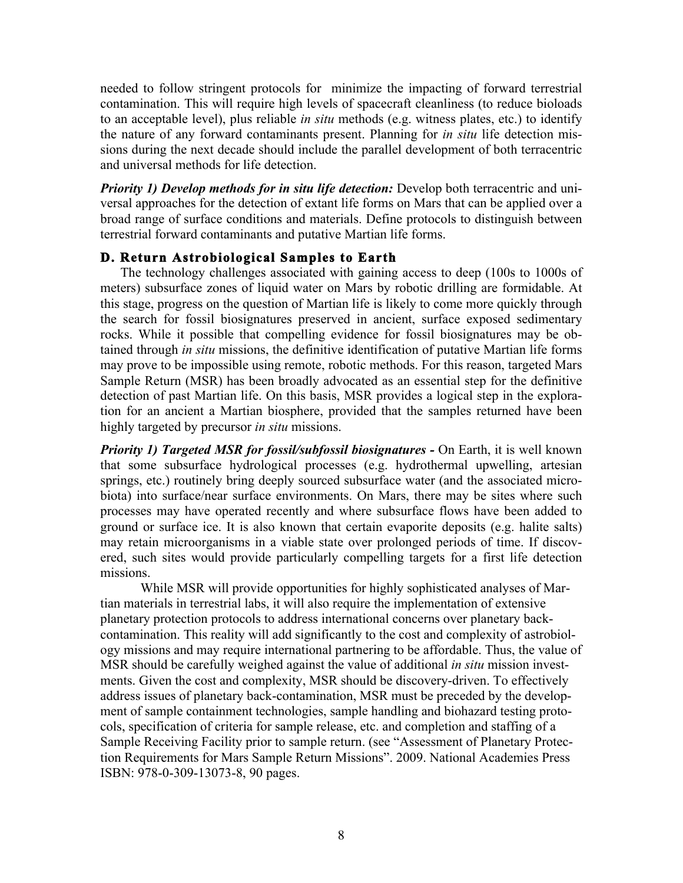needed to follow stringent protocols for minimize the impacting of forward terrestrial contamination. This will require high levels of spacecraft cleanliness (to reduce bioloads to an acceptable level), plus reliable *in situ* methods (e.g. witness plates, etc.) to identify the nature of any forward contaminants present. Planning for *in situ* life detection missions during the next decade should include the parallel development of both terracentric and universal methods for life detection.

***Priority 1) Develop methods for in situ life detection:*** Develop both terracentric and universal approaches for the detection of extant life forms on Mars that can be applied over a broad range of surface conditions and materials. Define protocols to distinguish between terrestrial forward contaminants and putative Martian life forms.

### D. Return Astrobiological Samples to Earth

The technology challenges associated with gaining access to deep (100s to 1000s of meters) subsurface zones of liquid water on Mars by robotic drilling are formidable. At this stage, progress on the question of Martian life is likely to come more quickly through the search for fossil biosignatures preserved in ancient, surface exposed sedimentary rocks. While it possible that compelling evidence for fossil biosignatures may be obtained through *in situ* missions, the definitive identification of putative Martian life forms may prove to be impossible using remote, robotic methods. For this reason, targeted Mars Sample Return (MSR) has been broadly advocated as an essential step for the definitive detection of past Martian life. On this basis, MSR provides a logical step in the exploration for an ancient a Martian biosphere, provided that the samples returned have been highly targeted by precursor *in situ* missions.

***Priority 1) Targeted MSR for fossil/subfossil biosignatures -*** On Earth, it is well known that some subsurface hydrological processes (e.g. hydrothermal upwelling, artesian springs, etc.) routinely bring deeply sourced subsurface water (and the associated microbiota) into surface/near surface environments. On Mars, there may be sites where such processes may have operated recently and where subsurface flows have been added to ground or surface ice. It is also known that certain evaporite deposits (e.g. halite salts) may retain microorganisms in a viable state over prolonged periods of time. If discovered, such sites would provide particularly compelling targets for a first life detection missions.

While MSR will provide opportunities for highly sophisticated analyses of Martian materials in terrestrial labs, it will also require the implementation of extensive planetary protection protocols to address international concerns over planetary back-contamination. This reality will add significantly to the cost and complexity of astrobiology missions and may require international partnering to be affordable. Thus, the value of MSR should be carefully weighed against the value of additional *in situ* mission investments. Given the cost and complexity, MSR should be discovery-driven. To effectively address issues of planetary back-contamination, MSR must be preceded by the development of sample containment technologies, sample handling and biohazard testing protocols, specification of criteria for sample release, etc. and completion and staffing of a Sample Receiving Facility prior to sample return. (see "Assessment of Planetary Protection Requirements for Mars Sample Return Missions". 2009. National Academies Press ISBN: 978-0-309-13073-8, 90 pages.